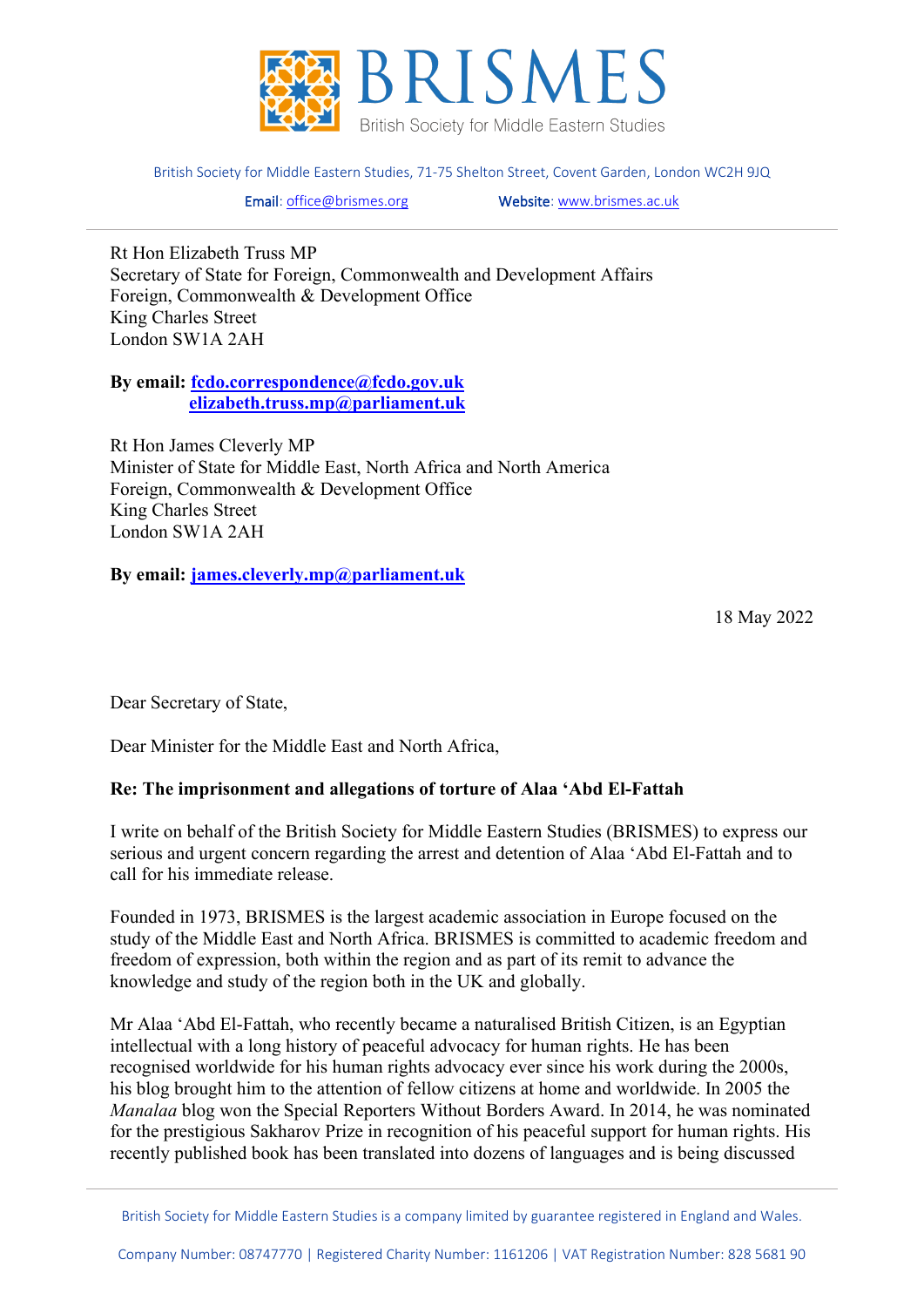# BRISMES

British Society for Middle Eastern Studies

British Society for Middle Eastern Studies, 71-75 Shelton Street, Covent Garden, London WC2H 9JQ

**Email**: office@brismes.org **Website**: www.brismes.ac.uk

Rt Hon Elizabeth Truss MP
Secretary of State for Foreign, Commonwealth and Development Affairs
Foreign, Commonwealth & Development Office
King Charles Street
London SW1A 2AH

**By email: fcdo.correspondence@fcdo.gov.uk**
**elizabeth.truss.mp@parliament.uk**

Rt Hon James Cleverly MP
Minister of State for Middle East, North Africa and North America
Foreign, Commonwealth & Development Office
King Charles Street
London SW1A 2AH

**By email: james.cleverly.mp@parliament.uk**

18 May 2022

Dear Secretary of State,

Dear Minister for the Middle East and North Africa,

**Re: The imprisonment and allegations of torture of Alaa 'Abd El-Fattah**

I write on behalf of the British Society for Middle Eastern Studies (BRISMES) to express our serious and urgent concern regarding the arrest and detention of Alaa 'Abd El-Fattah and to call for his immediate release.

Founded in 1973, BRISMES is the largest academic association in Europe focused on the study of the Middle East and North Africa. BRISMES is committed to academic freedom and freedom of expression, both within the region and as part of its remit to advance the knowledge and study of the region both in the UK and globally.

Mr Alaa 'Abd El-Fattah, who recently became a naturalised British Citizen, is an Egyptian intellectual with a long history of peaceful advocacy for human rights. He has been recognised worldwide for his human rights advocacy ever since his work during the 2000s, his blog brought him to the attention of fellow citizens at home and worldwide. In 2005 the *Manalaa* blog won the Special Reporters Without Borders Award. In 2014, he was nominated for the prestigious Sakharov Prize in recognition of his peaceful support for human rights. His recently published book has been translated into dozens of languages and is being discussed

British Society for Middle Eastern Studies is a company limited by guarantee registered in England and Wales.

Company Number: 08747770 | Registered Charity Number: 1161206 | VAT Registration Number: 828 5681 90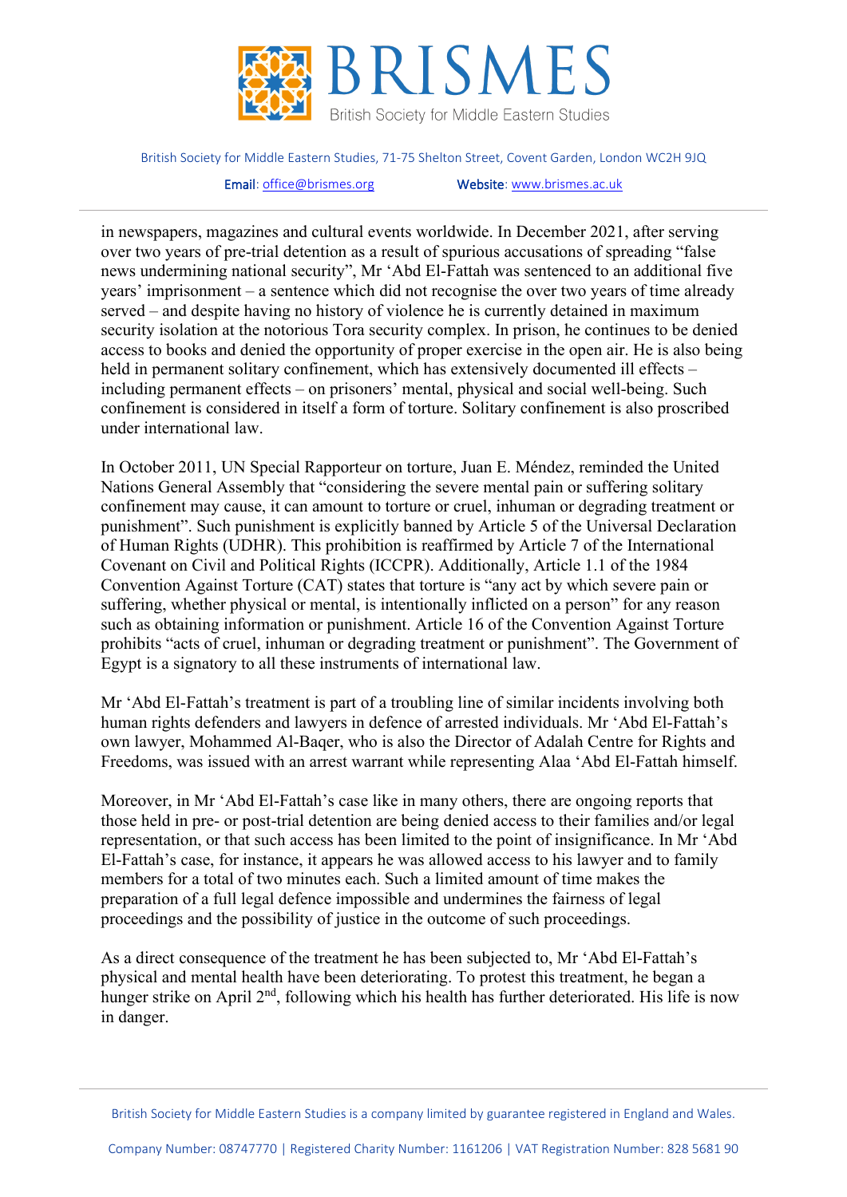in newspapers, magazines and cultural events worldwide. In December 2021, after serving over two years of pre-trial detention as a result of spurious accusations of spreading "false news undermining national security", Mr 'Abd El-Fattah was sentenced to an additional five years' imprisonment – a sentence which did not recognise the over two years of time already served – and despite having no history of violence he is currently detained in maximum security isolation at the notorious Tora security complex. In prison, he continues to be denied access to books and denied the opportunity of proper exercise in the open air. He is also being held in permanent solitary confinement, which has extensively documented ill effects – including permanent effects – on prisoners' mental, physical and social well-being. Such confinement is considered in itself a form of torture. Solitary confinement is also proscribed under international law.

In October 2011, UN Special Rapporteur on torture, Juan E. Méndez, reminded the United Nations General Assembly that "considering the severe mental pain or suffering solitary confinement may cause, it can amount to torture or cruel, inhuman or degrading treatment or punishment". Such punishment is explicitly banned by Article 5 of the Universal Declaration of Human Rights (UDHR). This prohibition is reaffirmed by Article 7 of the International Covenant on Civil and Political Rights (ICCPR). Additionally, Article 1.1 of the 1984 Convention Against Torture (CAT) states that torture is "any act by which severe pain or suffering, whether physical or mental, is intentionally inflicted on a person" for any reason such as obtaining information or punishment. Article 16 of the Convention Against Torture prohibits "acts of cruel, inhuman or degrading treatment or punishment". The Government of Egypt is a signatory to all these instruments of international law.

Mr 'Abd El-Fattah's treatment is part of a troubling line of similar incidents involving both human rights defenders and lawyers in defence of arrested individuals. Mr 'Abd El-Fattah's own lawyer, Mohammed Al-Baqer, who is also the Director of Adalah Centre for Rights and Freedoms, was issued with an arrest warrant while representing Alaa 'Abd El-Fattah himself.

Moreover, in Mr 'Abd El-Fattah's case like in many others, there are ongoing reports that those held in pre- or post-trial detention are being denied access to their families and/or legal representation, or that such access has been limited to the point of insignificance. In Mr 'Abd El-Fattah's case, for instance, it appears he was allowed access to his lawyer and to family members for a total of two minutes each. Such a limited amount of time makes the preparation of a full legal defence impossible and undermines the fairness of legal proceedings and the possibility of justice in the outcome of such proceedings.

As a direct consequence of the treatment he has been subjected to, Mr 'Abd El-Fattah's physical and mental health have been deteriorating. To protest this treatment, he began a hunger strike on April 2nd, following which his health has further deteriorated. His life is now in danger.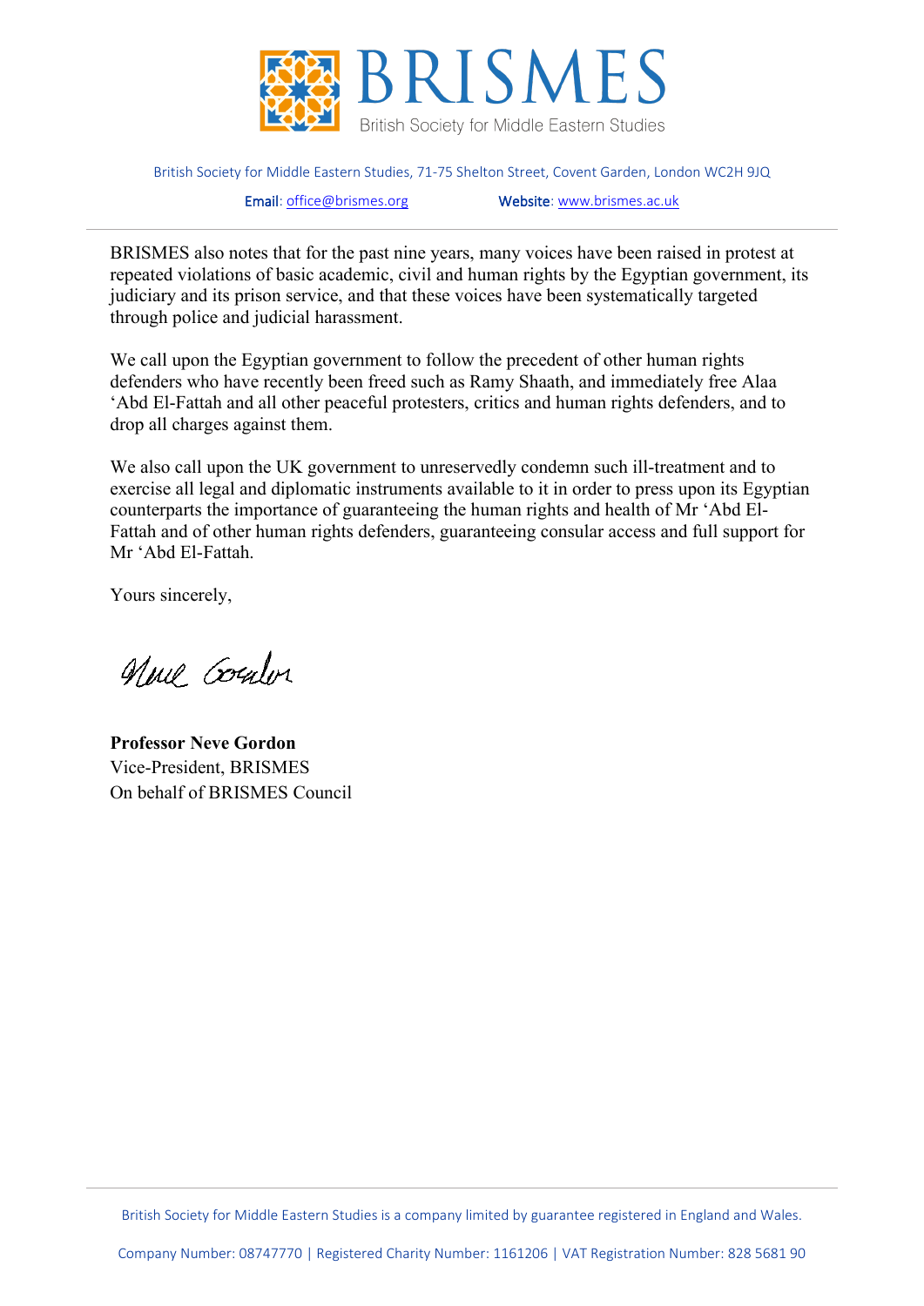BRISMES also notes that for the past nine years, many voices have been raised in protest at repeated violations of basic academic, civil and human rights by the Egyptian government, its judiciary and its prison service, and that these voices have been systematically targeted through police and judicial harassment.

We call upon the Egyptian government to follow the precedent of other human rights defenders who have recently been freed such as Ramy Shaath, and immediately free Alaa ‘Abd El-Fattah and all other peaceful protesters, critics and human rights defenders, and to drop all charges against them.

We also call upon the UK government to unreservedly condemn such ill-treatment and to exercise all legal and diplomatic instruments available to it in order to press upon its Egyptian counterparts the importance of guaranteeing the human rights and health of Mr ‘Abd El-Fattah and of other human rights defenders, guaranteeing consular access and full support for Mr ‘Abd El-Fattah.

Yours sincerely,

**Professor Neve Gordon**
Vice-President, BRISMES
On behalf of BRISMES Council